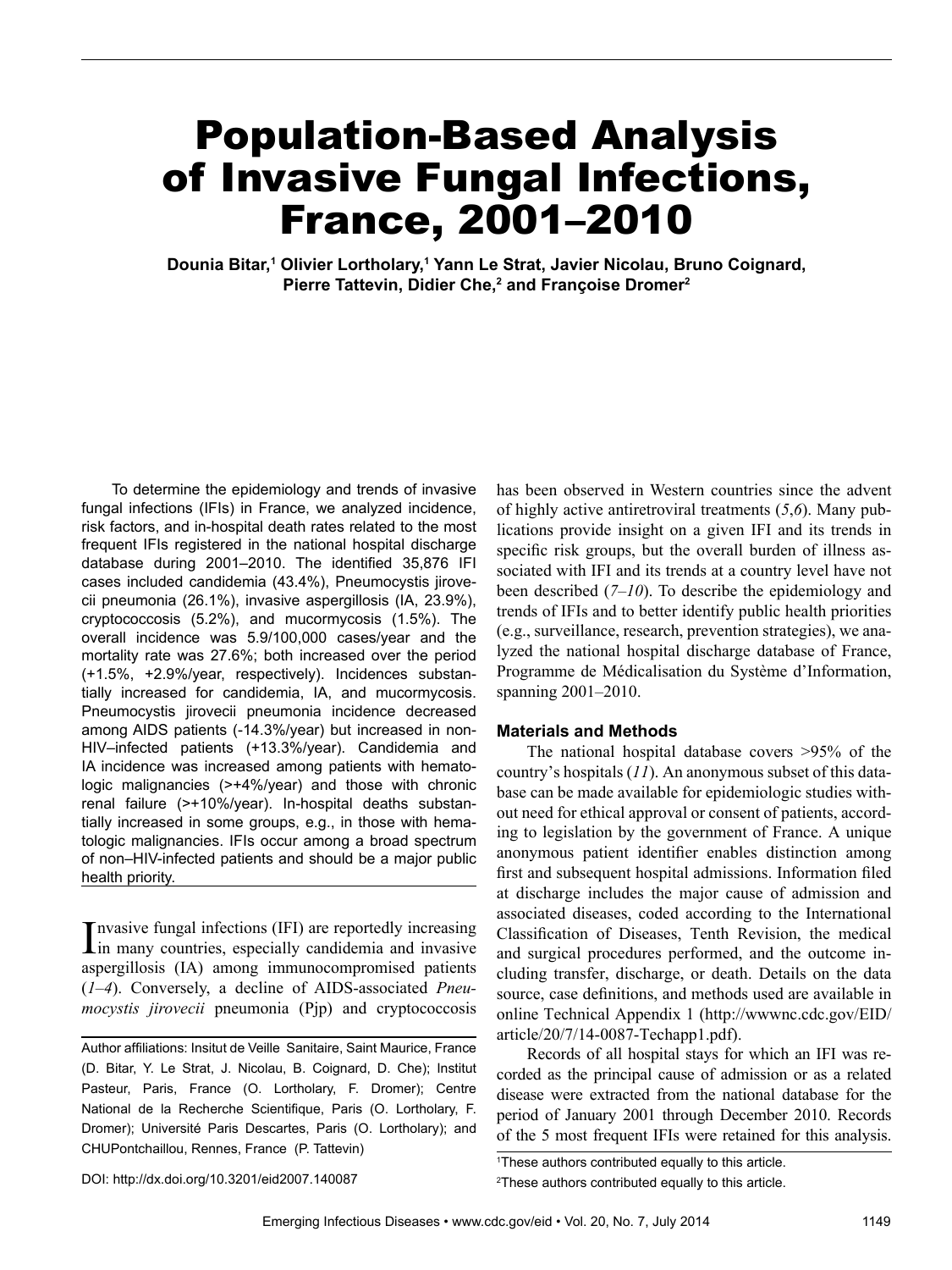# Population-Based Analysis of Invasive Fungal Infections, France, 2001–2010

**Dounia Bitar,[1] Olivier Lortholary,[1] Yann Le Strat, Javier Nicolau, Bruno Coignard, Pierre Tattevin, Didier Che,[2] and Françoise Dromer[2]**

To determine the epidemiology and trends of invasive fungal infections (IFIs) in France, we analyzed incidence, risk factors, and in-hospital death rates related to the most frequent IFIs registered in the national hospital discharge database during 2001–2010. The identified 35,876 IFI cases included candidemia (43.4%), Pneumocystis jirovecii pneumonia (26.1%), invasive aspergillosis (IA, 23.9%), cryptococcosis (5.2%), and mucormycosis (1.5%). The overall incidence was 5.9/100,000 cases/year and the mortality rate was 27.6%; both increased over the period (+1.5%, +2.9%/year, respectively). Incidences substantially increased for candidemia, IA, and mucormycosis. Pneumocystis jirovecii pneumonia incidence decreased among AIDS patients (-14.3%/year) but increased in non-HIV–infected patients (+13.3%/year). Candidemia and IA incidence was increased among patients with hematologic malignancies (>+4%/year) and those with chronic renal failure (>+10%/year). In-hospital deaths substantially increased in some groups, e.g., in those with hematologic malignancies. IFIs occur among a broad spectrum of non–HIV-infected patients and should be a major public health priority.

Invasive fungal infections (IFI) are reportedly increasing in many countries, especially candidemia and invasive aspergillosis (IA) among immunocompromised patients (*1–4*). Conversely, a decline of AIDS-associated *Pneumocystis jirovecii* pneumonia (Pjp) and cryptococcosis has been observed in Western countries since the advent of highly active antiretroviral treatments (*5*,*6*). Many publications provide insight on a given IFI and its trends in specific risk groups, but the overall burden of illness associated with IFI and its trends at a country level have not been described (*7–10*). To describe the epidemiology and trends of IFIs and to better identify public health priorities (e.g., surveillance, research, prevention strategies), we analyzed the national hospital discharge database of France, Programme de Médicalisation du Système d'Information, spanning 2001–2010.

Author affiliations: Insitut de Veille Sanitaire, Saint Maurice, France (D. Bitar, Y. Le Strat, J. Nicolau, B. Coignard, D. Che); Institut Pasteur, Paris, France (O. Lortholary, F. Dromer); Centre National de la Recherche Scientifique, Paris (O. Lortholary, F. Dromer); Université Paris Descartes, Paris (O. Lortholary); and CHUPontchaillou, Rennes, France (P. Tattevin)

DOI: http://dx.doi.org/10.3201/eid2007.140087

### Materials and Methods

The national hospital database covers >95% of the country's hospitals (*11*). An anonymous subset of this database can be made available for epidemiologic studies without need for ethical approval or consent of patients, according to legislation by the government of France. A unique anonymous patient identifier enables distinction among first and subsequent hospital admissions. Information filed at discharge includes the major cause of admission and associated diseases, coded according to the International Classification of Diseases, Tenth Revision, the medical and surgical procedures performed, and the outcome including transfer, discharge, or death. Details on the data source, case definitions, and methods used are available in online Technical Appendix 1 (http://wwwnc.cdc.gov/EID/article/20/7/14-0087-Techapp1.pdf).

Records of all hospital stays for which an IFI was recorded as the principal cause of admission or as a related disease were extracted from the national database for the period of January 2001 through December 2010. Records of the 5 most frequent IFIs were retained for this analysis.

[1]These authors contributed equally to this article.

[2]These authors contributed equally to this article.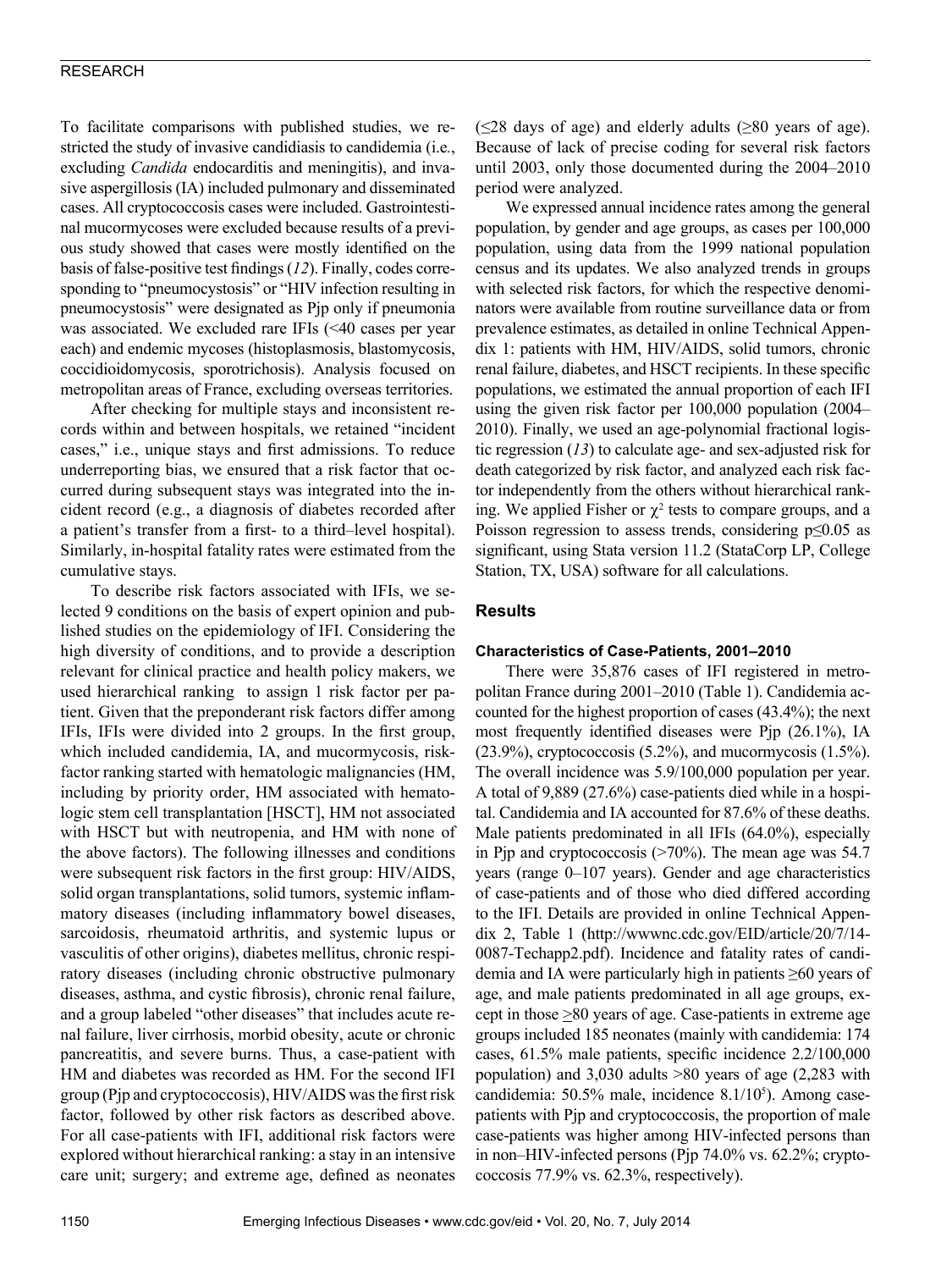To facilitate comparisons with published studies, we restricted the study of invasive candidiasis to candidemia (i.e., excluding *Candida* endocarditis and meningitis), and invasive aspergillosis (IA) included pulmonary and disseminated cases. All cryptococcosis cases were included. Gastrointestinal mucormycoses were excluded because results of a previous study showed that cases were mostly identified on the basis of false-positive test findings (*12*). Finally, codes corresponding to "pneumocystosis" or "HIV infection resulting in pneumocystosis" were designated as Pjp only if pneumonia was associated. We excluded rare IFIs (<40 cases per year each) and endemic mycoses (histoplasmosis, blastomycosis, coccidioidomycosis, sporotrichosis). Analysis focused on metropolitan areas of France, excluding overseas territories.

After checking for multiple stays and inconsistent records within and between hospitals, we retained "incident cases," i.e., unique stays and first admissions. To reduce underreporting bias, we ensured that a risk factor that occurred during subsequent stays was integrated into the incident record (e.g., a diagnosis of diabetes recorded after a patient's transfer from a first- to a third–level hospital). Similarly, in-hospital fatality rates were estimated from the cumulative stays.

To describe risk factors associated with IFIs, we selected 9 conditions on the basis of expert opinion and published studies on the epidemiology of IFI. Considering the high diversity of conditions, and to provide a description relevant for clinical practice and health policy makers, we used hierarchical ranking to assign 1 risk factor per patient. Given that the preponderant risk factors differ among IFIs, IFIs were divided into 2 groups. In the first group, which included candidemia, IA, and mucormycosis, risk-factor ranking started with hematologic malignancies (HM, including by priority order, HM associated with hematologic stem cell transplantation [HSCT], HM not associated with HSCT but with neutropenia, and HM with none of the above factors). The following illnesses and conditions were subsequent risk factors in the first group: HIV/AIDS, solid organ transplantations, solid tumors, systemic inflammatory diseases (including inflammatory bowel diseases, sarcoidosis, rheumatoid arthritis, and systemic lupus or vasculitis of other origins), diabetes mellitus, chronic respiratory diseases (including chronic obstructive pulmonary diseases, asthma, and cystic fibrosis), chronic renal failure, and a group labeled "other diseases" that includes acute renal failure, liver cirrhosis, morbid obesity, acute or chronic pancreatitis, and severe burns. Thus, a case-patient with HM and diabetes was recorded as HM. For the second IFI group (Pjp and cryptococcosis), HIV/AIDS was the first risk factor, followed by other risk factors as described above. For all case-patients with IFI, additional risk factors were explored without hierarchical ranking: a stay in an intensive care unit; surgery; and extreme age, defined as neonates (≤28 days of age) and elderly adults (≥80 years of age). Because of lack of precise coding for several risk factors until 2003, only those documented during the 2004–2010 period were analyzed.

We expressed annual incidence rates among the general population, by gender and age groups, as cases per 100,000 population, using data from the 1999 national population census and its updates. We also analyzed trends in groups with selected risk factors, for which the respective denominators were available from routine surveillance data or from prevalence estimates, as detailed in online Technical Appendix 1: patients with HM, HIV/AIDS, solid tumors, chronic renal failure, diabetes, and HSCT recipients. In these specific populations, we estimated the annual proportion of each IFI using the given risk factor per 100,000 population (2004–2010). Finally, we used an age-polynomial fractional logistic regression (*13*) to calculate age- and sex-adjusted risk for death categorized by risk factor, and analyzed each risk factor independently from the others without hierarchical ranking. We applied Fisher or $\chi^2$ tests to compare groups, and a Poisson regression to assess trends, considering $p \leq 0.05$ as significant, using Stata version 11.2 (StataCorp LP, College Station, TX, USA) software for all calculations.

## Results

### Characteristics of Case-Patients, 2001–2010

There were 35,876 cases of IFI registered in metropolitan France during 2001–2010 (Table 1). Candidemia accounted for the highest proportion of cases (43.4%); the next most frequently identified diseases were Pjp (26.1%), IA (23.9%), cryptococcosis (5.2%), and mucormycosis (1.5%). The overall incidence was 5.9/100,000 population per year. A total of 9,889 (27.6%) case-patients died while in a hospital. Candidemia and IA accounted for 87.6% of these deaths. Male patients predominated in all IFIs (64.0%), especially in Pjp and cryptococcosis (>70%). The mean age was 54.7 years (range 0–107 years). Gender and age characteristics of case-patients and of those who died differed according to the IFI. Details are provided in online Technical Appendix 2, Table 1 (http://wwwnc.cdc.gov/EID/article/20/7/14-0087-Techapp2.pdf). Incidence and fatality rates of candidemia and IA were particularly high in patients ≥60 years of age, and male patients predominated in all age groups, except in those ≥80 years of age. Case-patients in extreme age groups included 185 neonates (mainly with candidemia: 174 cases, 61.5% male patients, specific incidence 2.2/100,000 population) and 3,030 adults >80 years of age (2,283 with candidemia: 50.5% male, incidence $8.1/10^5$). Among case-patients with Pjp and cryptococcosis, the proportion of male case-patients was higher among HIV-infected persons than in non–HIV-infected persons (Pjp 74.0% vs. 62.2%; cryptococcosis 77.9% vs. 62.3%, respectively).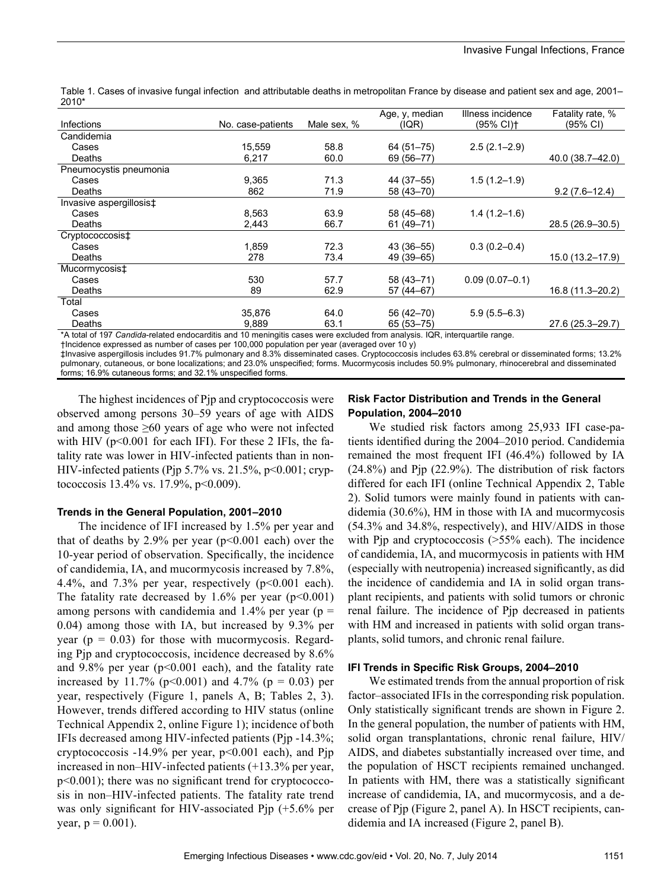Table 1. Cases of invasive fungal infection and attributable deaths in metropolitan France by disease and patient sex and age, 2001–2010*

| Infections | No. case-patients | Male sex, % | Age, y, median (IQR) | Illness incidence (95% CI)† | Fatality rate, % (95% CI) |
|---|---|---|---|---|---|
| Candidemia | | | | | |
| Cases | 15,559 | 58.8 | 64 (51–75) | 2.5 (2.1–2.9) | |
| Deaths | 6,217 | 60.0 | 69 (56–77) | | 40.0 (38.7–42.0) |
| Pneumocystis pneumonia | | | | | |
| Cases | 9,365 | 71.3 | 44 (37–55) | 1.5 (1.2–1.9) | |
| Deaths | 862 | 71.9 | 58 (43–70) | | 9.2 (7.6–12.4) |
| Invasive aspergillosis‡ | | | | | |
| Cases | 8,563 | 63.9 | 58 (45–68) | 1.4 (1.2–1.6) | |
| Deaths | 2,443 | 66.7 | 61 (49–71) | | 28.5 (26.9–30.5) |
| Cryptococcosis‡ | | | | | |
| Cases | 1,859 | 72.3 | 43 (36–55) | 0.3 (0.2–0.4) | |
| Deaths | 278 | 73.4 | 49 (39–65) | | 15.0 (13.2–17.9) |
| Mucormycosis‡ | | | | | |
| Cases | 530 | 57.7 | 58 (43–71) | 0.09 (0.07–0.1) | |
| Deaths | 89 | 62.9 | 57 (44–67) | | 16.8 (11.3–20.2) |
| Total | | | | | |
| Cases | 35,876 | 64.0 | 56 (42–70) | 5.9 (5.5–6.3) | |
| Deaths | 9,889 | 63.1 | 65 (53–75) | | 27.6 (25.3–29.7) |

*A total of 197 *Candida*-related endocarditis and 10 meningitis cases were excluded from analysis. IQR, interquartile range.
†Incidence expressed as number of cases per 100,000 population per year (averaged over 10 y)
‡Invasive aspergillosis includes 91.7% pulmonary and 8.3% disseminated cases. Cryptococcosis includes 63.8% cerebral or disseminated forms; 13.2% pulmonary, cutaneous, or bone localizations; and 23.0% unspecified; forms. Mucormycosis includes 50.9% pulmonary, rhinocerebral and disseminated forms; 16.9% cutaneous forms; and 32.1% unspecified forms.

The highest incidences of Pjp and cryptococcosis were observed among persons 30–59 years of age with AIDS and among those ≥60 years of age who were not infected with HIV ($p<0.001$ for each IFI). For these 2 IFIs, the fatality rate was lower in HIV-infected patients than in non-HIV-infected patients (Pjp 5.7% vs. 21.5%, $p<0.001$; cryptococcosis 13.4% vs. 17.9%, $p<0.009$).

### Trends in the General Population, 2001–2010

The incidence of IFI increased by 1.5% per year and that of deaths by 2.9% per year ($p<0.001$ each) over the 10-year period of observation. Specifically, the incidence of candidemia, IA, and mucormycosis increased by 7.8%, 4.4%, and 7.3% per year, respectively ($p<0.001$ each). The fatality rate decreased by 1.6% per year ($p<0.001$) among persons with candidemia and 1.4% per year ($p = 0.04$) among those with IA, but increased by 9.3% per year ($p = 0.03$) for those with mucormycosis. Regarding Pjp and cryptococcosis, incidence decreased by 8.6% and 9.8% per year ($p<0.001$ each), and the fatality rate increased by 11.7% ($p<0.001$) and 4.7% ($p = 0.03$) per year, respectively (Figure 1, panels A, B; Tables 2, 3). However, trends differed according to HIV status (online Technical Appendix 2, online Figure 1); incidence of both IFIs decreased among HIV-infected patients (Pjp -14.3%; cryptococcosis -14.9% per year, $p<0.001$ each), and Pjp increased in non–HIV-infected patients (+13.3% per year, $p<0.001$); there was no significant trend for cryptococcosis in non–HIV-infected patients. The fatality rate trend was only significant for HIV-associated Pjp (+5.6% per year, $p = 0.001$).

### Risk Factor Distribution and Trends in the General Population, 2004–2010

We studied risk factors among 25,933 IFI case-patients identified during the 2004–2010 period. Candidemia remained the most frequent IFI (46.4%) followed by IA (24.8%) and Pjp (22.9%). The distribution of risk factors differed for each IFI (online Technical Appendix 2, Table 2). Solid tumors were mainly found in patients with candidemia (30.6%), HM in those with IA and mucormycosis (54.3% and 34.8%, respectively), and HIV/AIDS in those with Pjp and cryptococcosis (>55% each). The incidence of candidemia, IA, and mucormycosis in patients with HM (especially with neutropenia) increased significantly, as did the incidence of candidemia and IA in solid organ transplant recipients, and patients with solid tumors or chronic renal failure. The incidence of Pjp decreased in patients with HM and increased in patients with solid organ transplants, solid tumors, and chronic renal failure.

### IFI Trends in Specific Risk Groups, 2004–2010

We estimated trends from the annual proportion of risk factor–associated IFIs in the corresponding risk population. Only statistically significant trends are shown in Figure 2. In the general population, the number of patients with HM, solid organ transplantations, chronic renal failure, HIV/AIDS, and diabetes substantially increased over time, and the population of HSCT recipients remained unchanged. In patients with HM, there was a statistically significant increase of candidemia, IA, and mucormycosis, and a decrease of Pjp (Figure 2, panel A). In HSCT recipients, candidemia and IA increased (Figure 2, panel B).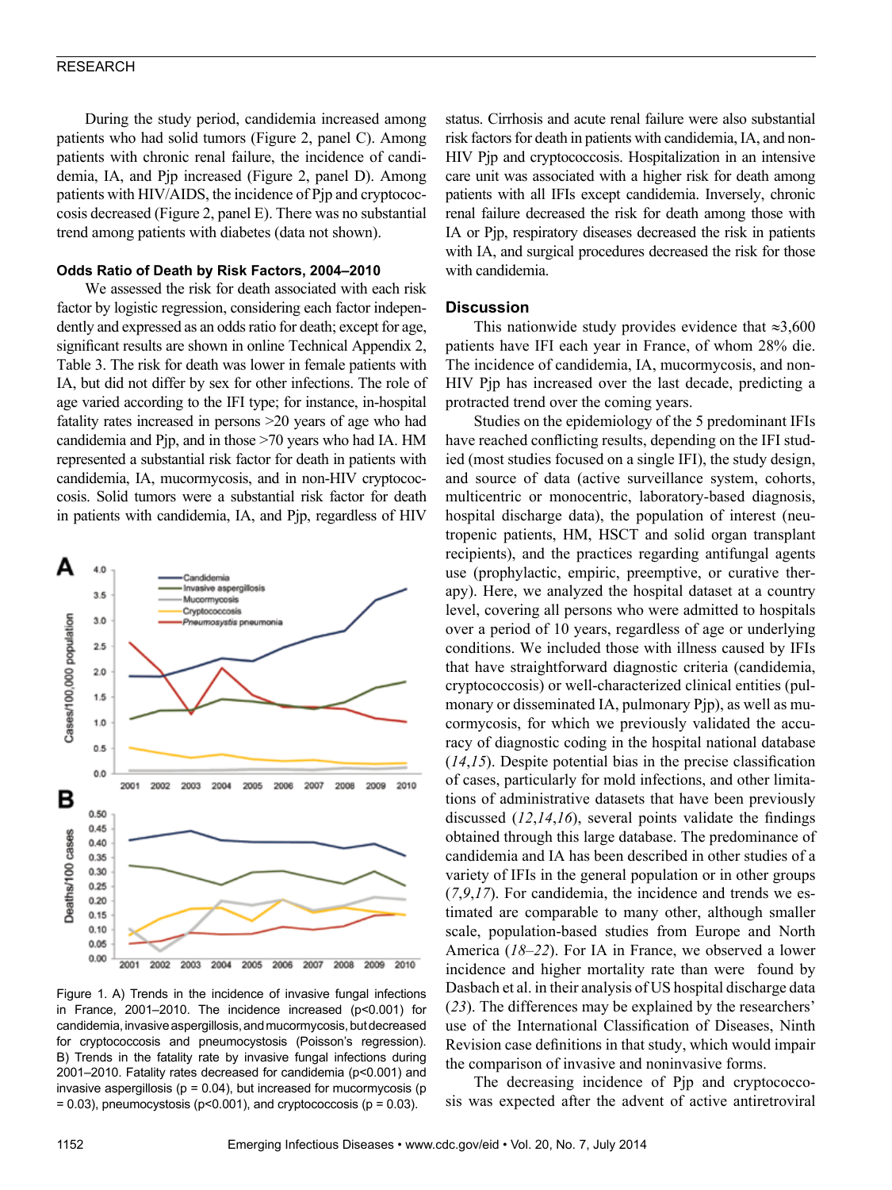During the study period, candidemia increased among patients who had solid tumors (Figure 2, panel C). Among patients with chronic renal failure, the incidence of candidemia, IA, and Pjp increased (Figure 2, panel D). Among patients with HIV/AIDS, the incidence of Pjp and cryptococcosis decreased (Figure 2, panel E). There was no substantial trend among patients with diabetes (data not shown).

#### Odds Ratio of Death by Risk Factors, 2004–2010

We assessed the risk for death associated with each risk factor by logistic regression, considering each factor independently and expressed as an odds ratio for death; except for age, significant results are shown in online Technical Appendix 2, Table 3. The risk for death was lower in female patients with IA, but did not differ by sex for other infections. The role of age varied according to the IFI type; for instance, in-hospital fatality rates increased in persons >20 years of age who had candidemia and Pjp, and in those >70 years who had IA. HM represented a substantial risk factor for death in patients with candidemia, IA, mucormycosis, and in non-HIV cryptococcosis. Solid tumors were a substantial risk factor for death in patients with candidemia, IA, and Pjp, regardless of HIV status. Cirrhosis and acute renal failure were also substantial risk factors for death in patients with candidemia, IA, and non-HIV Pjp and cryptococcosis. Hospitalization in an intensive care unit was associated with a higher risk for death among patients with all IFIs except candidemia. Inversely, chronic renal failure decreased the risk for death among those with IA or Pjp, respiratory diseases decreased the risk in patients with IA, and surgical procedures decreased the risk for those with candidemia.

Figure 1. A) Trends in the incidence of invasive fungal infections in France, 2001–2010. The incidence increased ($p<0.001$) for candidemia, invasive aspergillosis, and mucormycosis, but decreased for cryptococcosis and pneumocystosis (Poisson's regression). B) Trends in the fatality rate by invasive fungal infections during 2001–2010. Fatality rates decreased for candidemia ($p<0.001$) and invasive aspergillosis ($p = 0.04$), but increased for mucormycosis ($p = 0.03$), pneumocystosis ($p<0.001$), and cryptococcosis ($p = 0.03$).

## Discussion

This nationwide study provides evidence that ≈3,600 patients have IFI each year in France, of whom 28% die. The incidence of candidemia, IA, mucormycosis, and non-HIV Pjp has increased over the last decade, predicting a protracted trend over the coming years.

Studies on the epidemiology of the 5 predominant IFIs have reached conflicting results, depending on the IFI studied (most studies focused on a single IFI), the study design, and source of data (active surveillance system, cohorts, multicentric or monocentric, laboratory-based diagnosis, hospital discharge data), the population of interest (neutropenic patients, HM, HSCT and solid organ transplant recipients), and the practices regarding antifungal agents use (prophylactic, empiric, preemptive, or curative therapy). Here, we analyzed the hospital dataset at a country level, covering all persons who were admitted to hospitals over a period of 10 years, regardless of age or underlying conditions. We included those with illness caused by IFIs that have straightforward diagnostic criteria (candidemia, cryptococcosis) or well-characterized clinical entities (pulmonary or disseminated IA, pulmonary Pjp), as well as mucormycosis, for which we previously validated the accuracy of diagnostic coding in the hospital national database (*14*,*15*). Despite potential bias in the precise classification of cases, particularly for mold infections, and other limitations of administrative datasets that have been previously discussed (*12*,*14*,*16*), several points validate the findings obtained through this large database. The predominance of candidemia and IA has been described in other studies of a variety of IFIs in the general population or in other groups (*7*,*9*,*17*). For candidemia, the incidence and trends we estimated are comparable to many other, although smaller scale, population-based studies from Europe and North America (*18*–*22*). For IA in France, we observed a lower incidence and higher mortality rate than were found by Dasbach et al. in their analysis of US hospital discharge data (*23*). The differences may be explained by the researchers' use of the International Classification of Diseases, Ninth Revision case definitions in that study, which would impair the comparison of invasive and noninvasive forms.

The decreasing incidence of Pjp and cryptococcosis was expected after the advent of active antiretroviral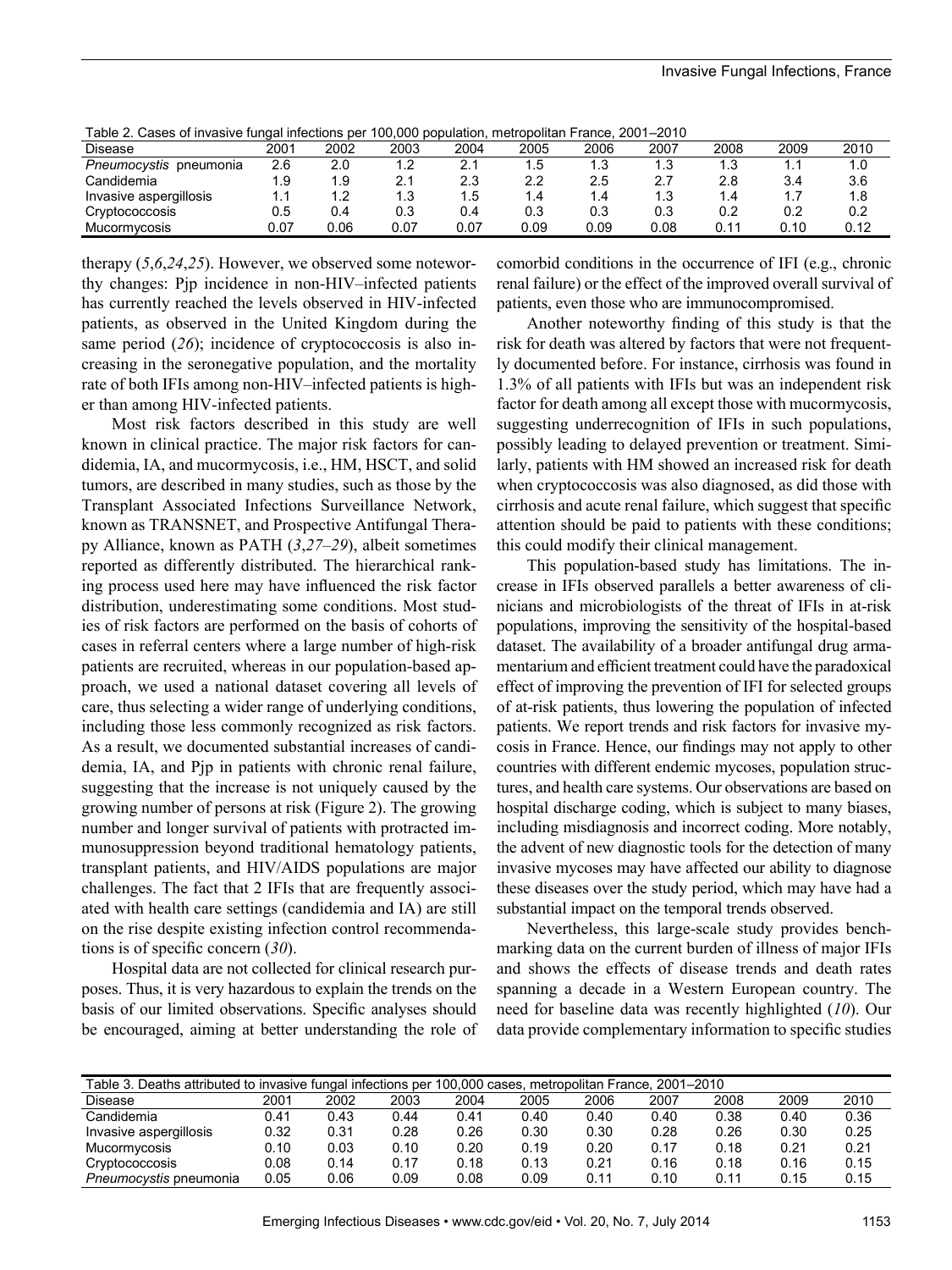Table 2. Cases of invasive fungal infections per 100,000 population, metropolitan France, 2001–2010

| Disease | 2001 | 2002 | 2003 | 2004 | 2005 | 2006 | 2007 | 2008 | 2009 | 2010 |
|---|---|---|---|---|---|---|---|---|---|---|
| *Pneumocystis* pneumonia | 2.6 | 2.0 | 1.2 | 2.1 | 1.5 | 1.3 | 1.3 | 1.3 | 1.1 | 1.0 |
| Candidemia | 1.9 | 1.9 | 2.1 | 2.3 | 2.2 | 2.5 | 2.7 | 2.8 | 3.4 | 3.6 |
| Invasive aspergillosis | 1.1 | 1.2 | 1.3 | 1.5 | 1.4 | 1.4 | 1.3 | 1.4 | 1.7 | 1.8 |
| Cryptococcosis | 0.5 | 0.4 | 0.3 | 0.4 | 0.3 | 0.3 | 0.3 | 0.2 | 0.2 | 0.2 |
| Mucormycosis | 0.07 | 0.06 | 0.07 | 0.07 | 0.09 | 0.09 | 0.08 | 0.11 | 0.10 | 0.12 |

therapy (*5*,*6*,*24*,*25*). However, we observed some noteworthy changes: Pjp incidence in non-HIV–infected patients has currently reached the levels observed in HIV-infected patients, as observed in the United Kingdom during the same period (*26*); incidence of cryptococcosis is also increasing in the seronegative population, and the mortality rate of both IFIs among non-HIV–infected patients is higher than among HIV-infected patients.

Most risk factors described in this study are well known in clinical practice. The major risk factors for candidemia, IA, and mucormycosis, i.e., HM, HSCT, and solid tumors, are described in many studies, such as those by the Transplant Associated Infections Surveillance Network, known as TRANSNET, and Prospective Antifungal Therapy Alliance, known as PATH (*3*,*27*–*29*), albeit sometimes reported as differently distributed. The hierarchical ranking process used here may have influenced the risk factor distribution, underestimating some conditions. Most studies of risk factors are performed on the basis of cohorts of cases in referral centers where a large number of high-risk patients are recruited, whereas in our population-based approach, we used a national dataset covering all levels of care, thus selecting a wider range of underlying conditions, including those less commonly recognized as risk factors. As a result, we documented substantial increases of candidemia, IA, and Pjp in patients with chronic renal failure, suggesting that the increase is not uniquely caused by the growing number of persons at risk (Figure 2). The growing number and longer survival of patients with protracted immunosuppression beyond traditional hematology patients, transplant patients, and HIV/AIDS populations are major challenges. The fact that 2 IFIs that are frequently associated with health care settings (candidemia and IA) are still on the rise despite existing infection control recommendations is of specific concern (*30*).

Hospital data are not collected for clinical research purposes. Thus, it is very hazardous to explain the trends on the basis of our limited observations. Specific analyses should be encouraged, aiming at better understanding the role of comorbid conditions in the occurrence of IFI (e.g., chronic renal failure) or the effect of the improved overall survival of patients, even those who are immunocompromised.

Another noteworthy finding of this study is that the risk for death was altered by factors that were not frequently documented before. For instance, cirrhosis was found in 1.3% of all patients with IFIs but was an independent risk factor for death among all except those with mucormycosis, suggesting underrecognition of IFIs in such populations, possibly leading to delayed prevention or treatment. Similarly, patients with HM showed an increased risk for death when cryptococcosis was also diagnosed, as did those with cirrhosis and acute renal failure, which suggest that specific attention should be paid to patients with these conditions; this could modify their clinical management.

This population-based study has limitations. The increase in IFIs observed parallels a better awareness of clinicians and microbiologists of the threat of IFIs in at-risk populations, improving the sensitivity of the hospital-based dataset. The availability of a broader antifungal drug armamentarium and efficient treatment could have the paradoxical effect of improving the prevention of IFI for selected groups of at-risk patients, thus lowering the population of infected patients. We report trends and risk factors for invasive mycosis in France. Hence, our findings may not apply to other countries with different endemic mycoses, population structures, and health care systems. Our observations are based on hospital discharge coding, which is subject to many biases, including misdiagnosis and incorrect coding. More notably, the advent of new diagnostic tools for the detection of many invasive mycoses may have affected our ability to diagnose these diseases over the study period, which may have had a substantial impact on the temporal trends observed.

Nevertheless, this large-scale study provides benchmarking data on the current burden of illness of major IFIs and shows the effects of disease trends and death rates spanning a decade in a Western European country. The need for baseline data was recently highlighted (*10*). Our data provide complementary information to specific studies

Table 3. Deaths attributed to invasive fungal infections per 100,000 cases, metropolitan France, 2001–2010

| Disease | 2001 | 2002 | 2003 | 2004 | 2005 | 2006 | 2007 | 2008 | 2009 | 2010 |
|---|---|---|---|---|---|---|---|---|---|---|
| Candidemia | 0.41 | 0.43 | 0.44 | 0.41 | 0.40 | 0.40 | 0.40 | 0.38 | 0.40 | 0.36 |
| Invasive aspergillosis | 0.32 | 0.31 | 0.28 | 0.26 | 0.30 | 0.30 | 0.28 | 0.26 | 0.30 | 0.25 |
| Mucormycosis | 0.10 | 0.03 | 0.10 | 0.20 | 0.19 | 0.20 | 0.17 | 0.18 | 0.21 | 0.21 |
| Cryptococcosis | 0.08 | 0.14 | 0.17 | 0.18 | 0.13 | 0.21 | 0.16 | 0.18 | 0.16 | 0.15 |
| *Pneumocystis* pneumonia | 0.05 | 0.06 | 0.09 | 0.08 | 0.09 | 0.11 | 0.10 | 0.11 | 0.15 | 0.15 |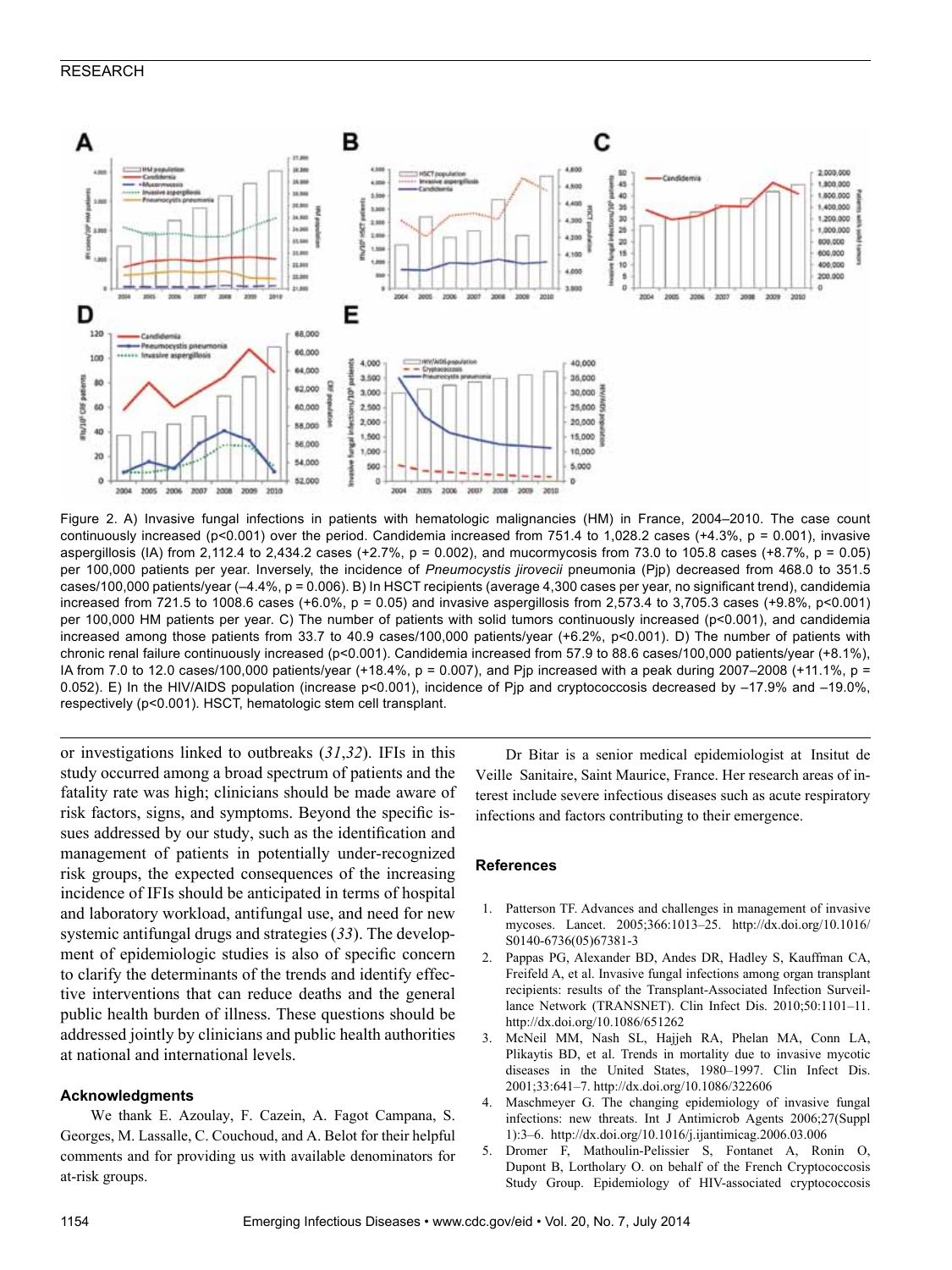Figure 2. A) Invasive fungal infections in patients with hematologic malignancies (HM) in France, 2004–2010. The case count continuously increased (p<0.001) over the period. Candidemia increased from 751.4 to 1,028.2 cases (+4.3%, p = 0.001), invasive aspergillosis (IA) from 2,112.4 to 2,434.2 cases (+2.7%, p = 0.002), and mucormycosis from 73.0 to 105.8 cases (+8.7%, p = 0.05) per 100,000 patients per year. Inversely, the incidence of *Pneumocystis jirovecii* pneumonia (Pjp) decreased from 468.0 to 351.5 cases/100,000 patients/year (–4.4%, p = 0.006). B) In HSCT recipients (average 4,300 cases per year, no significant trend), candidemia increased from 721.5 to 1008.6 cases (+6.0%, p = 0.05) and invasive aspergillosis from 2,573.4 to 3,705.3 cases (+9.8%, p<0.001) per 100,000 HM patients per year. C) The number of patients with solid tumors continuously increased (p<0.001), and candidemia increased among those patients from 33.7 to 40.9 cases/100,000 patients/year (+6.2%, p<0.001). D) The number of patients with chronic renal failure continuously increased (p<0.001). Candidemia increased from 57.9 to 88.6 cases/100,000 patients/year (+8.1%), IA from 7.0 to 12.0 cases/100,000 patients/year (+18.4%, p = 0.007), and Pjp increased with a peak during 2007–2008 (+11.1%, p = 0.052). E) In the HIV/AIDS population (increase p<0.001), incidence of Pjp and cryptococcosis decreased by –17.9% and –19.0%, respectively (p<0.001). HSCT, hematologic stem cell transplant.

or investigations linked to outbreaks (*31*,*32*). IFIs in this study occurred among a broad spectrum of patients and the fatality rate was high; clinicians should be made aware of risk factors, signs, and symptoms. Beyond the specific issues addressed by our study, such as the identification and management of patients in potentially under-recognized risk groups, the expected consequences of the increasing incidence of IFIs should be anticipated in terms of hospital and laboratory workload, antifungal use, and need for new systemic antifungal drugs and strategies (*33*). The development of epidemiologic studies is also of specific concern to clarify the determinants of the trends and identify effective interventions that can reduce deaths and the general public health burden of illness. These questions should be addressed jointly by clinicians and public health authorities at national and international levels.

### Acknowledgments

We thank E. Azoulay, F. Cazein, A. Fagot Campana, S. Georges, M. Lassalle, C. Couchoud, and A. Belot for their helpful comments and for providing us with available denominators for at-risk groups.

Dr Bitar is a senior medical epidemiologist at Insitut de Veille Sanitaire, Saint Maurice, France. Her research areas of interest include severe infectious diseases such as acute respiratory infections and factors contributing to their emergence.

### References

1. Patterson TF. Advances and challenges in management of invasive mycoses. Lancet. 2005;366:1013–25. http://dx.doi.org/10.1016/S0140-6736(05)67381-3
2. Pappas PG, Alexander BD, Andes DR, Hadley S, Kauffman CA, Freifeld A, et al. Invasive fungal infections among organ transplant recipients: results of the Transplant-Associated Infection Surveillance Network (TRANSNET). Clin Infect Dis. 2010;50:1101–11. http://dx.doi.org/10.1086/651262
3. McNeil MM, Nash SL, Hajjeh RA, Phelan MA, Conn LA, Plikaytis BD, et al. Trends in mortality due to invasive mycotic diseases in the United States, 1980–1997. Clin Infect Dis. 2001;33:641–7. http://dx.doi.org/10.1086/322606
4. Maschmeyer G. The changing epidemiology of invasive fungal infections: new threats. Int J Antimicrob Agents 2006;27(Suppl 1):3–6. http://dx.doi.org/10.1016/j.ijantimicag.2006.03.006
5. Dromer F, Mathoulin-Pelissier S, Fontanet A, Ronin O, Dupont B, Lortholary O. on behalf of the French Cryptococcosis Study Group. Epidemiology of HIV-associated cryptococcosis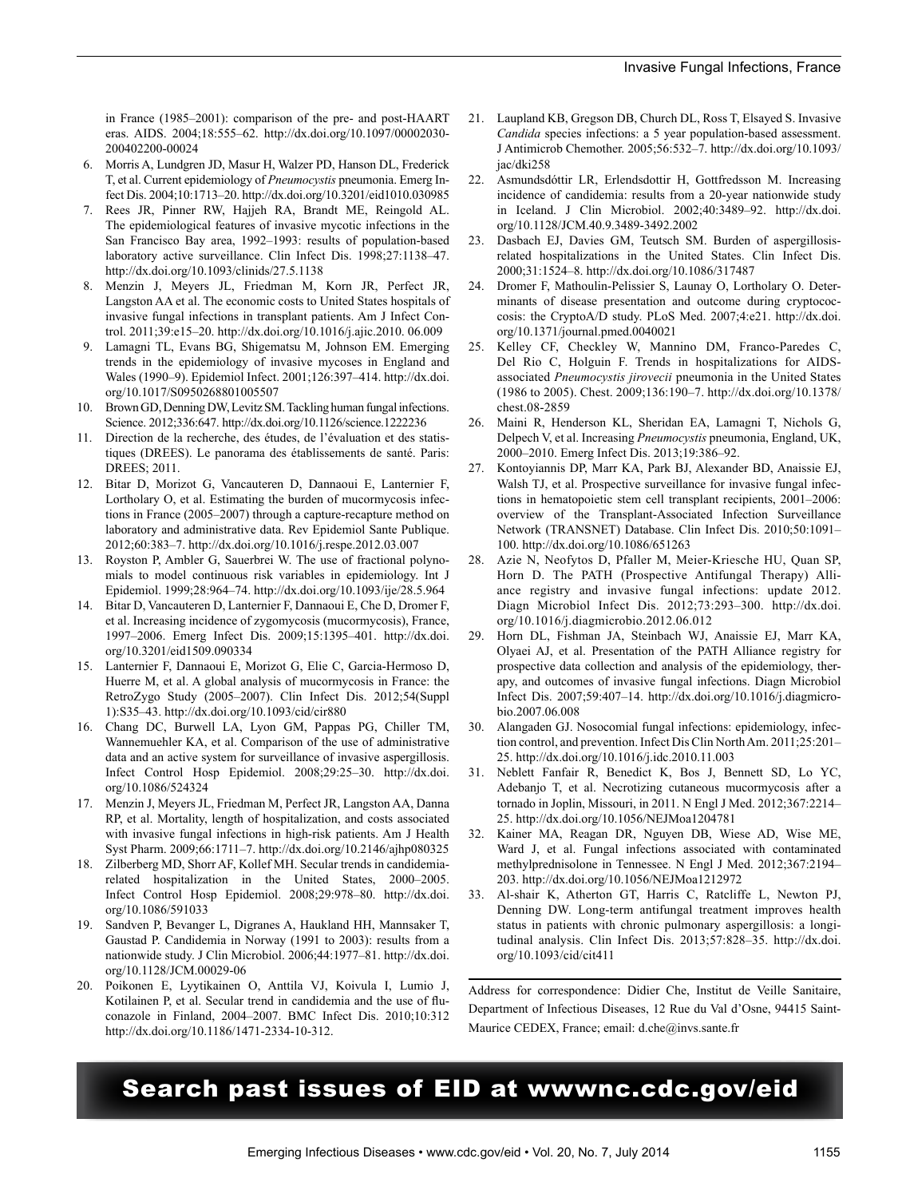in France (1985–2001): comparison of the pre- and post-HAART eras. AIDS. 2004;18:555–62. http://dx.doi.org/10.1097/00002030-200402200-00024

6. Morris A, Lundgren JD, Masur H, Walzer PD, Hanson DL, Frederick T, et al. Current epidemiology of *Pneumocystis* pneumonia. Emerg Infect Dis. 2004;10:1713–20. http://dx.doi.org/10.3201/eid1010.030985
7. Rees JR, Pinner RW, Hajjeh RA, Brandt ME, Reingold AL. The epidemiological features of invasive mycotic infections in the San Francisco Bay area, 1992–1993: results of population-based laboratory active surveillance. Clin Infect Dis. 1998;27:1138–47. http://dx.doi.org/10.1093/clinids/27.5.1138
8. Menzin J, Meyers JL, Friedman M, Korn JR, Perfect JR, Langston AA et al. The economic costs to United States hospitals of invasive fungal infections in transplant patients. Am J Infect Control. 2011;39:e15–20. http://dx.doi.org/10.1016/j.ajic.2010. 06.009
9. Lamagni TL, Evans BG, Shigematsu M, Johnson EM. Emerging trends in the epidemiology of invasive mycoses in England and Wales (1990–9). Epidemiol Infect. 2001;126:397–414. http://dx.doi.org/10.1017/S0950268801005507
10. Brown GD, Denning DW, Levitz SM. Tackling human fungal infections. Science. 2012;336:647. http://dx.doi.org/10.1126/science.1222236
11. Direction de la recherche, des études, de l'évaluation et des statistiques (DREES). Le panorama des établissements de santé. Paris: DREES; 2011.
12. Bitar D, Morizot G, Vancauteren D, Dannaoui E, Lanternier F, Lortholary O, et al. Estimating the burden of mucormycosis infections in France (2005–2007) through a capture-recapture method on laboratory and administrative data. Rev Epidemiol Sante Publique. 2012;60:383–7. http://dx.doi.org/10.1016/j.respe.2012.03.007
13. Royston P, Ambler G, Sauerbrei W. The use of fractional polynomials to model continuous risk variables in epidemiology. Int J Epidemiol. 1999;28:964–74. http://dx.doi.org/10.1093/ije/28.5.964
14. Bitar D, Vancauteren D, Lanternier F, Dannaoui E, Che D, Dromer F, et al. Increasing incidence of zygomycosis (mucormycosis), France, 1997–2006. Emerg Infect Dis. 2009;15:1395–401. http://dx.doi.org/10.3201/eid1509.090334
15. Lanternier F, Dannaoui E, Morizot G, Elie C, Garcia-Hermoso D, Huerre M, et al. A global analysis of mucormycosis in France: the RetroZygo Study (2005–2007). Clin Infect Dis. 2012;54(Suppl 1):S35–43. http://dx.doi.org/10.1093/cid/cir880
16. Chang DC, Burwell LA, Lyon GM, Pappas PG, Chiller TM, Wannemuehler KA, et al. Comparison of the use of administrative data and an active system for surveillance of invasive aspergillosis. Infect Control Hosp Epidemiol. 2008;29:25–30. http://dx.doi.org/10.1086/524324
17. Menzin J, Meyers JL, Friedman M, Perfect JR, Langston AA, Danna RP, et al. Mortality, length of hospitalization, and costs associated with invasive fungal infections in high-risk patients. Am J Health Syst Pharm. 2009;66:1711–7. http://dx.doi.org/10.2146/ajhp080325
18. Zilberberg MD, Shorr AF, Kollef MH. Secular trends in candidemia-related hospitalization in the United States, 2000–2005. Infect Control Hosp Epidemiol. 2008;29:978–80. http://dx.doi.org/10.1086/591033
19. Sandven P, Bevanger L, Digranes A, Haukland HH, Mannsaker T, Gaustad P. Candidemia in Norway (1991 to 2003): results from a nationwide study. J Clin Microbiol. 2006;44:1977–81. http://dx.doi.org/10.1128/JCM.00029-06
20. Poikonen E, Lyytikainen O, Anttila VJ, Koivula I, Lumio J, Kotilainen P, et al. Secular trend in candidemia and the use of fluconazole in Finland, 2004–2007. BMC Infect Dis. 2010;10:312 http://dx.doi.org/10.1186/1471-2334-10-312.
21. Laupland KB, Gregson DB, Church DL, Ross T, Elsayed S. Invasive *Candida* species infections: a 5 year population-based assessment. J Antimicrob Chemother. 2005;56:532–7. http://dx.doi.org/10.1093/jac/dki258
22. Asmundsdóttir LR, Erlendsdottir H, Gottfredsson M. Increasing incidence of candidemia: results from a 20-year nationwide study in Iceland. J Clin Microbiol. 2002;40:3489–92. http://dx.doi.org/10.1128/JCM.40.9.3489-3492.2002
23. Dasbach EJ, Davies GM, Teutsch SM. Burden of aspergillosis-related hospitalizations in the United States. Clin Infect Dis. 2000;31:1524–8. http://dx.doi.org/10.1086/317487
24. Dromer F, Mathoulin-Pelissier S, Launay O, Lortholary O. Determinants of disease presentation and outcome during cryptococcosis: the CryptoA/D study. PLoS Med. 2007;4:e21. http://dx.doi.org/10.1371/journal.pmed.0040021
25. Kelley CF, Checkley W, Mannino DM, Franco-Paredes C, Del Rio C, Holguin F. Trends in hospitalizations for AIDS-associated *Pneumocystis jirovecii* pneumonia in the United States (1986 to 2005). Chest. 2009;136:190–7. http://dx.doi.org/10.1378/chest.08-2859
26. Maini R, Henderson KL, Sheridan EA, Lamagni T, Nichols G, Delpech V, et al. Increasing *Pneumocystis* pneumonia, England, UK, 2000–2010. Emerg Infect Dis. 2013;19:386–92.
27. Kontoyiannis DP, Marr KA, Park BJ, Alexander BD, Anaissie EJ, Walsh TJ, et al. Prospective surveillance for invasive fungal infections in hematopoietic stem cell transplant recipients, 2001–2006: overview of the Transplant-Associated Infection Surveillance Network (TRANSNET) Database. Clin Infect Dis. 2010;50:1091–100. http://dx.doi.org/10.1086/651263
28. Azie N, Neofytos D, Pfaller M, Meier-Kriesche HU, Quan SP, Horn D. The PATH (Prospective Antifungal Therapy) Alliance registry and invasive fungal infections: update 2012. Diagn Microbiol Infect Dis. 2012;73:293–300. http://dx.doi.org/10.1016/j.diagmicrobio.2012.06.012
29. Horn DL, Fishman JA, Steinbach WJ, Anaissie EJ, Marr KA, Olyaei AJ, et al. Presentation of the PATH Alliance registry for prospective data collection and analysis of the epidemiology, therapy, and outcomes of invasive fungal infections. Diagn Microbiol Infect Dis. 2007;59:407–14. http://dx.doi.org/10.1016/j.diagmicrobio.2007.06.008
30. Alangaden GJ. Nosocomial fungal infections: epidemiology, infection control, and prevention. Infect Dis Clin North Am. 2011;25:201–25. http://dx.doi.org/10.1016/j.idc.2010.11.003
31. Neblett Fanfair R, Benedict K, Bos J, Bennett SD, Lo YC, Adebanjo T, et al. Necrotizing cutaneous mucormycosis after a tornado in Joplin, Missouri, in 2011. N Engl J Med. 2012;367:2214–25. http://dx.doi.org/10.1056/NEJMoa1204781
32. Kainer MA, Reagan DR, Nguyen DB, Wiese AD, Wise ME, Ward J, et al. Fungal infections associated with contaminated methylprednisolone in Tennessee. N Engl J Med. 2012;367:2194–203. http://dx.doi.org/10.1056/NEJMoa1212972
33. Al-shair K, Atherton GT, Harris C, Ratcliffe L, Newton PJ, Denning DW. Long-term antifungal treatment improves health status in patients with chronic pulmonary aspergillosis: a longitudinal analysis. Clin Infect Dis. 2013;57:828–35. http://dx.doi.org/10.1093/cid/cit411

Address for correspondence: Didier Che, Institut de Veille Sanitaire, Department of Infectious Diseases, 12 Rue du Val d'Osne, 94415 Saint-Maurice CEDEX, France; email: d.che@invs.sante.fr

**Search past issues of EID at wwwnc.cdc.gov/eid**